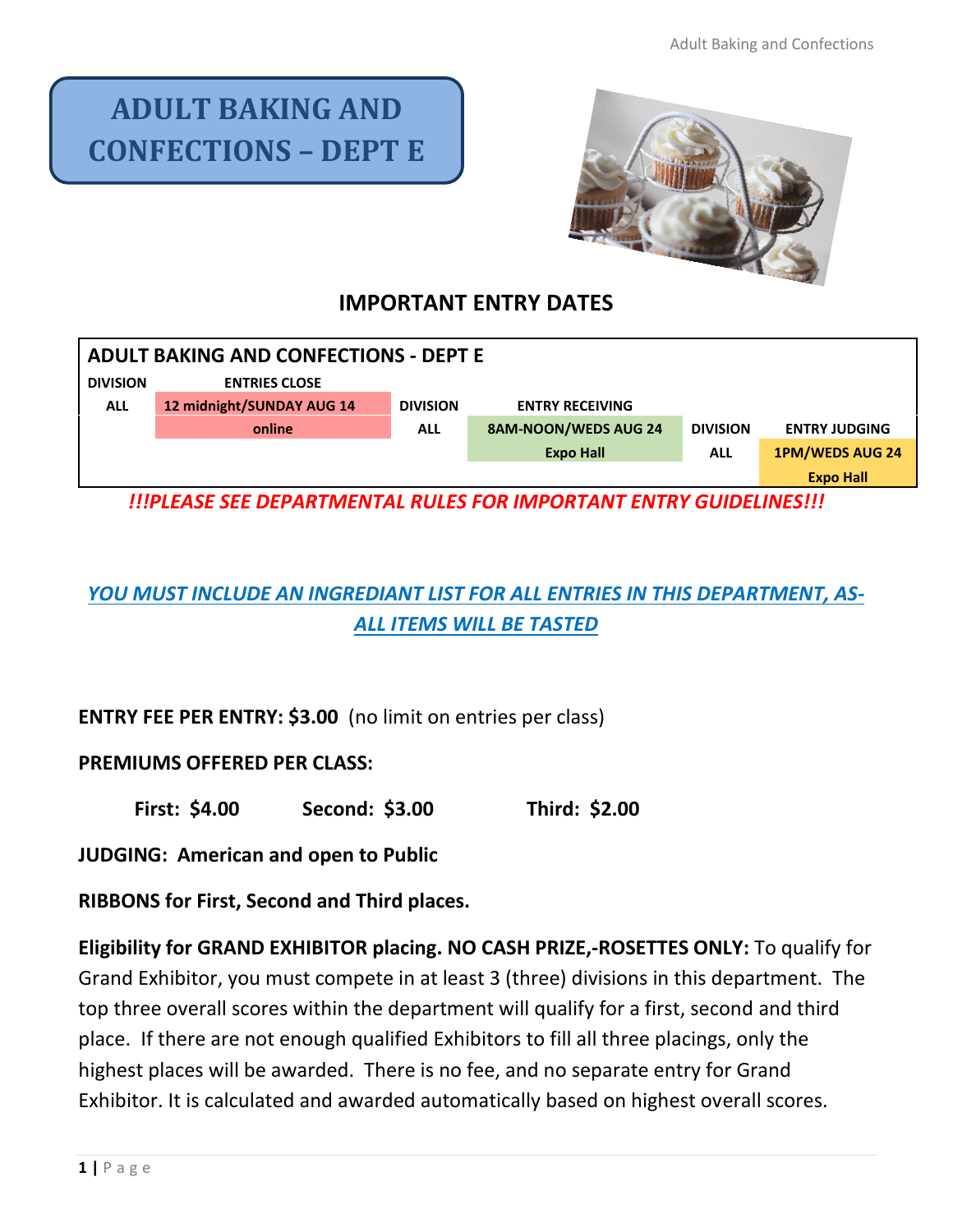# ADULT BAKING AND CONFECTIONS – DEPT E

## IMPORTANT ENTRY DATES

| ADULT BAKING AND CONFECTIONS - DEPT E | | | | | |
|---|---|---|---|---|---|
| DIVISION | ENTRIES CLOSE | DIVISION | ENTRY RECEIVING | DIVISION | ENTRY JUDGING |
| ALL | 12 midnight/SUNDAY AUG 14 online | ALL | 8AM-NOON/WEDS AUG 24 Expo Hall | ALL | 1PM/WEDS AUG 24 Expo Hall |

***!!!PLEASE SEE DEPARTMENTAL RULES FOR IMPORTANT ENTRY GUIDELINES!!!***

***YOU MUST INCLUDE AN INGREDIANT LIST FOR ALL ENTRIES IN THIS DEPARTMENT, AS-ALL ITEMS WILL BE TASTED***

**ENTRY FEE PER ENTRY: $3.00** (no limit on entries per class)

**PREMIUMS OFFERED PER CLASS:**

**First: $4.00 Second: $3.00 Third: $2.00**

**JUDGING: American and open to Public**

**RIBBONS for First, Second and Third places.**

**Eligibility for GRAND EXHIBITOR placing. NO CASH PRIZE,-ROSETTES ONLY:** To qualify for Grand Exhibitor, you must compete in at least 3 (three) divisions in this department. The top three overall scores within the department will qualify for a first, second and third place. If there are not enough qualified Exhibitors to fill all three placings, only the highest places will be awarded. There is no fee, and no separate entry for Grand Exhibitor. It is calculated and awarded automatically based on highest overall scores.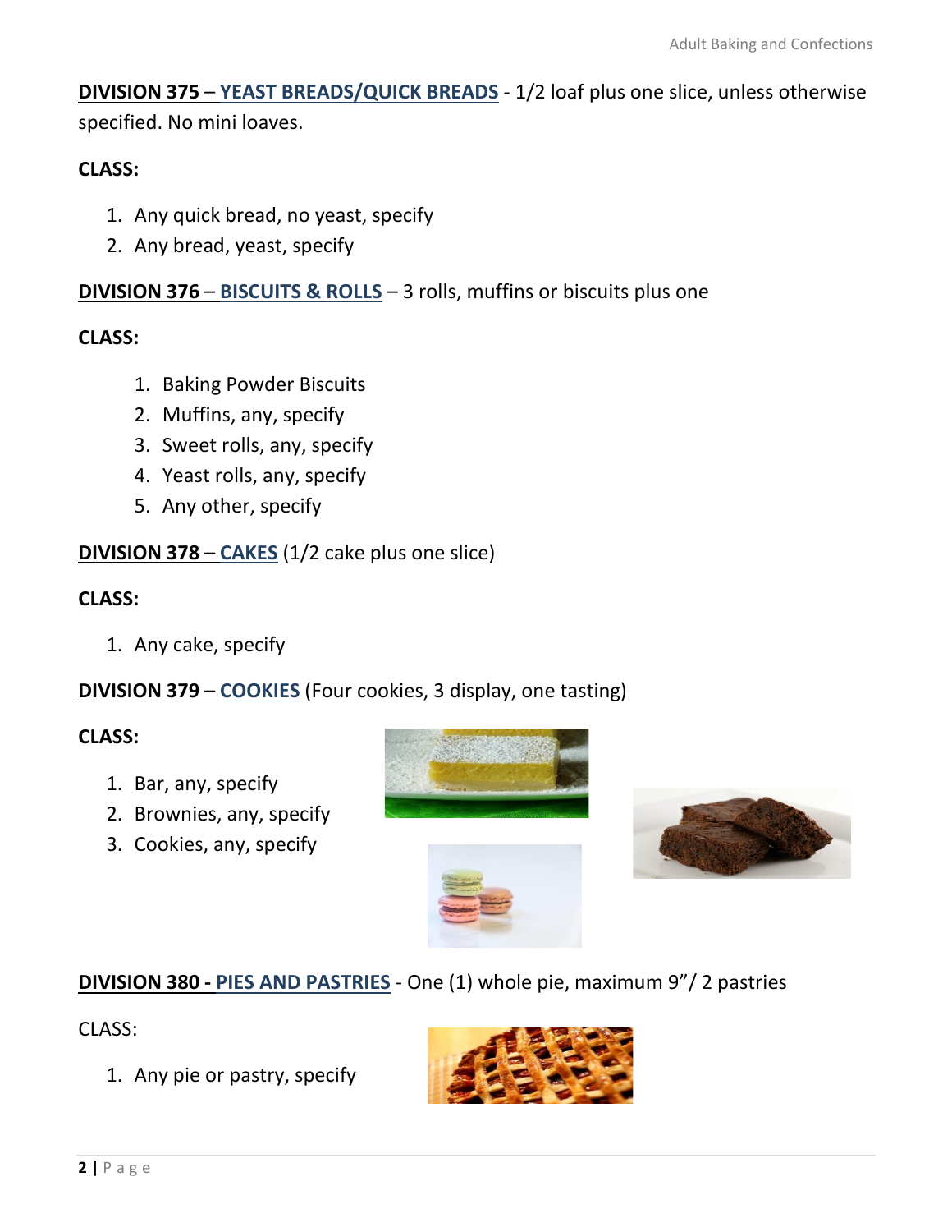**DIVISION 375 – YEAST BREADS/QUICK BREADS** - 1/2 loaf plus one slice, unless otherwise specified. No mini loaves.

**CLASS:**

1. Any quick bread, no yeast, specify
2. Any bread, yeast, specify

**DIVISION 376 – BISCUITS & ROLLS** – 3 rolls, muffins or biscuits plus one

**CLASS:**

1. Baking Powder Biscuits
2. Muffins, any, specify
3. Sweet rolls, any, specify
4. Yeast rolls, any, specify
5. Any other, specify

**DIVISION 378 – CAKES** (1/2 cake plus one slice)

**CLASS:**

1. Any cake, specify

**DIVISION 379 – COOKIES** (Four cookies, 3 display, one tasting)

**CLASS:**

1. Bar, any, specify
2. Brownies, any, specify
3. Cookies, any, specify

**DIVISION 380 - PIES AND PASTRIES** - One (1) whole pie, maximum 9"/ 2 pastries

CLASS:

1. Any pie or pastry, specify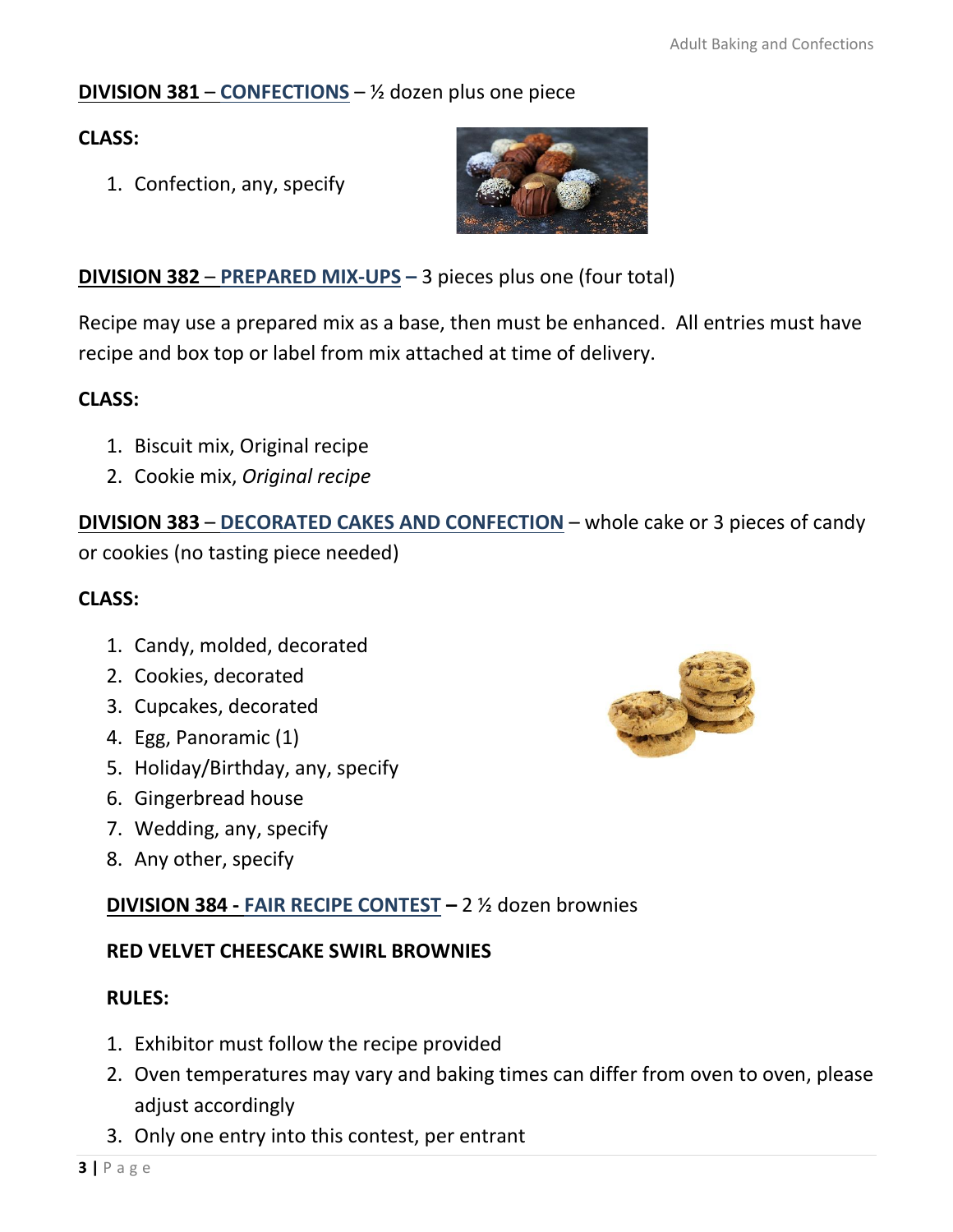**DIVISION 381 – CONFECTIONS** – ½ dozen plus one piece

**CLASS:**

1. Confection, any, specify

**DIVISION 382 – PREPARED MIX-UPS –** 3 pieces plus one (four total)

Recipe may use a prepared mix as a base, then must be enhanced. All entries must have recipe and box top or label from mix attached at time of delivery.

**CLASS:**

1. Biscuit mix, Original recipe
2. Cookie mix, *Original recipe*

**DIVISION 383 – DECORATED CAKES AND CONFECTION** – whole cake or 3 pieces of candy or cookies (no tasting piece needed)

**CLASS:**

1. Candy, molded, decorated
2. Cookies, decorated
3. Cupcakes, decorated
4. Egg, Panoramic (1)
5. Holiday/Birthday, any, specify
6. Gingerbread house
7. Wedding, any, specify
8. Any other, specify

**DIVISION 384 - FAIR RECIPE CONTEST –** 2 ½ dozen brownies

**RED VELVET CHEESCAKE SWIRL BROWNIES**

**RULES:**

1. Exhibitor must follow the recipe provided
2. Oven temperatures may vary and baking times can differ from oven to oven, please adjust accordingly
3. Only one entry into this contest, per entrant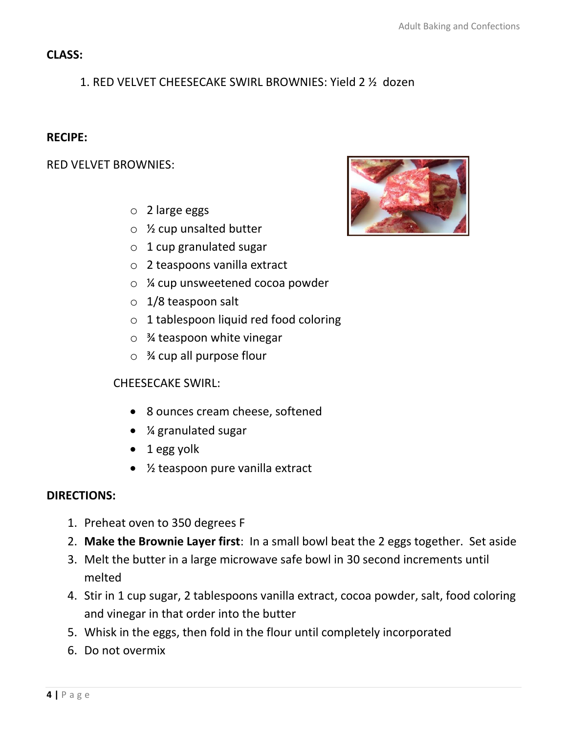**CLASS:**

1. RED VELVET CHEESECAKE SWIRL BROWNIES: Yield 2 ½ dozen

**RECIPE:**

RED VELVET BROWNIES:

- 2 large eggs
- ½ cup unsalted butter
- 1 cup granulated sugar
- 2 teaspoons vanilla extract
- ¼ cup unsweetened cocoa powder
- 1/8 teaspoon salt
- 1 tablespoon liquid red food coloring
- ¾ teaspoon white vinegar
- ¾ cup all purpose flour

CHEESECAKE SWIRL:

- 8 ounces cream cheese, softened
- ¼ granulated sugar
- 1 egg yolk
- ½ teaspoon pure vanilla extract

**DIRECTIONS:**

1. Preheat oven to 350 degrees F
2. **Make the Brownie Layer first**: In a small bowl beat the 2 eggs together. Set aside
3. Melt the butter in a large microwave safe bowl in 30 second increments until melted
4. Stir in 1 cup sugar, 2 tablespoons vanilla extract, cocoa powder, salt, food coloring and vinegar in that order into the butter
5. Whisk in the eggs, then fold in the flour until completely incorporated
6. Do not overmix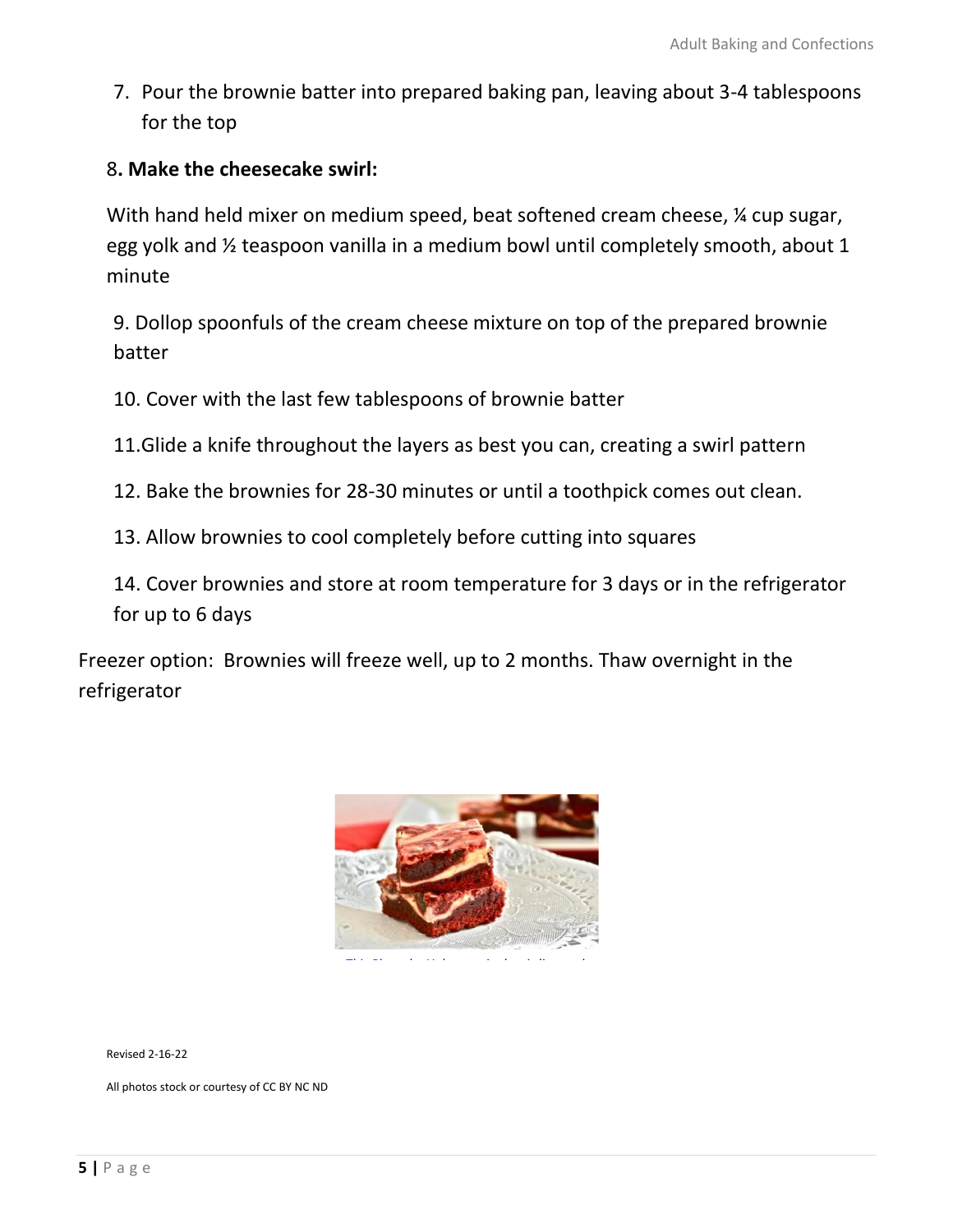7. Pour the brownie batter into prepared baking pan, leaving about 3-4 tablespoons for the top

8**. Make the cheesecake swirl:**

With hand held mixer on medium speed, beat softened cream cheese, ¼ cup sugar, egg yolk and ½ teaspoon vanilla in a medium bowl until completely smooth, about 1 minute

9. Dollop spoonfuls of the cream cheese mixture on top of the prepared brownie batter

10. Cover with the last few tablespoons of brownie batter

11.Glide a knife throughout the layers as best you can, creating a swirl pattern

12. Bake the brownies for 28-30 minutes or until a toothpick comes out clean.

13. Allow brownies to cool completely before cutting into squares

14. Cover brownies and store at room temperature for 3 days or in the refrigerator for up to 6 days

Freezer option: Brownies will freeze well, up to 2 months. Thaw overnight in the refrigerator

Revised 2-16-22

All photos stock or courtesy of CC BY NC ND